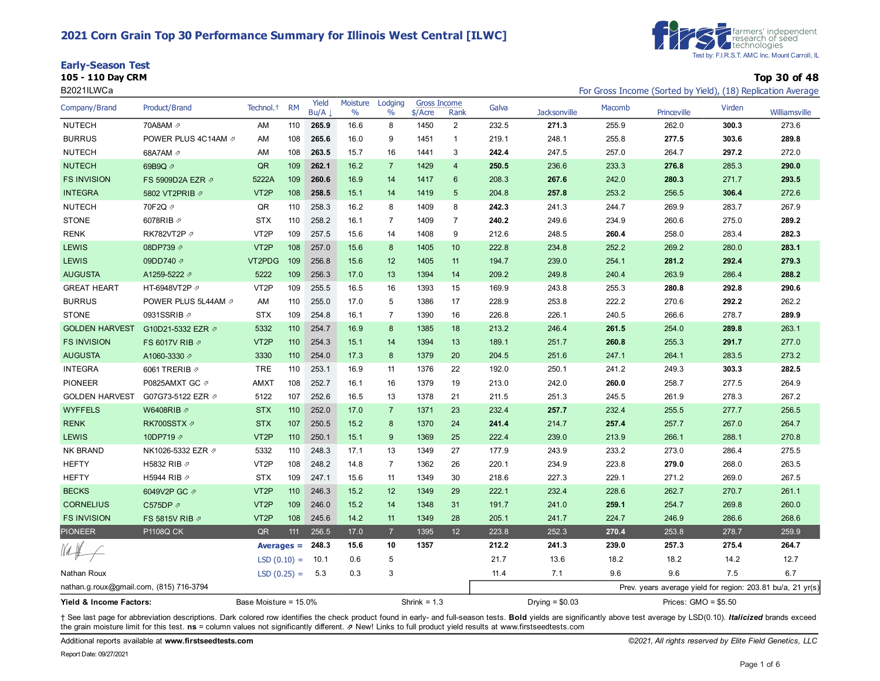# 2021 Corn Grain Top 30 Performance Summary for Illinois West Central [ILWC]

first farmers' independent research of seed technologies
Test by: F.I.R.S.T. AMC Inc. Mount Carroll, IL

## Early-Season Test

**105 - 110 Day CRM**

B2021ILWCa

**Top 30 of 48**

For Gross Income (Sorted by Yield), (18) Replication Average

| Company/Brand | Product/Brand | Technol.† | RM | Yield Bu/A ↓ | Moisture % | Lodging % | Gross Income $/Acre | Gross Income Rank | Galva | Jacksonville | Macomb | Princeville | Virden | Williamsville |
|---|---|---|---|---|---|---|---|---|---|---|---|---|---|---|
| NUTECH | 70A8AM ⇗ | AM | 110 | **265.9** | 16.6 | 8 | 1450 | 2 | 232.5 | **271.3** | 255.9 | 262.0 | **300.3** | 273.6 |
| BURRUS | POWER PLUS 4C14AM ⇗ | AM | 108 | **265.6** | 16.0 | 9 | 1451 | 1 | 219.1 | 248.1 | 255.8 | **277.5** | **303.6** | **289.8** |
| NUTECH | 68A7AM ⇗ | AM | 108 | **263.5** | 15.7 | 16 | 1441 | 3 | **242.4** | 247.5 | 257.0 | 264.7 | **297.2** | 272.0 |
| NUTECH | 69B9Q ⇗ | QR | 109 | **262.1** | 16.2 | 7 | 1429 | 4 | **250.5** | 236.6 | 233.3 | **276.8** | 285.3 | **290.0** |
| FS INVISION | FS 5909D2A EZR ⇗ | 5222A | 109 | **260.6** | 16.9 | 14 | 1417 | 6 | 208.3 | **267.6** | 242.0 | **280.3** | 271.7 | **293.5** |
| INTEGRA | 5802 VT2PRIB ⇗ | VT2P | 108 | **258.5** | 15.1 | 14 | 1419 | 5 | 204.8 | **257.8** | 253.2 | 256.5 | **306.4** | 272.6 |
| NUTECH | 70F2Q ⇗ | QR | 110 | 258.3 | 16.2 | 8 | 1409 | 8 | **242.3** | 241.3 | 244.7 | 269.9 | 283.7 | 267.9 |
| STONE | 6078RIB ⇗ | STX | 110 | 258.2 | 16.1 | 7 | 1409 | 7 | **240.2** | 249.6 | 234.9 | 260.6 | 275.0 | **289.2** |
| RENK | RK782VT2P ⇗ | VT2P | 109 | 257.5 | 15.6 | 14 | 1408 | 9 | 212.6 | 248.5 | **260.4** | 258.0 | 283.4 | **282.3** |
| LEWIS | 08DP739 ⇗ | VT2P | 108 | 257.0 | 15.6 | 8 | 1405 | 10 | 222.8 | 234.8 | 252.2 | 269.2 | 280.0 | **283.1** |
| LEWIS | 09DD740 ⇗ | VT2PDG | 109 | 256.8 | 15.6 | 12 | 1405 | 11 | 194.7 | 239.0 | 254.1 | **281.2** | **292.4** | **279.3** |
| AUGUSTA | A1259-5222 ⇗ | 5222 | 109 | 256.3 | 17.0 | 13 | 1394 | 14 | 209.2 | 249.8 | 240.4 | 263.9 | 286.4 | **288.2** |
| GREAT HEART | HT-6948VT2P ⇗ | VT2P | 109 | 255.5 | 16.5 | 16 | 1393 | 15 | 169.9 | 243.8 | 255.3 | **280.8** | **292.8** | **290.6** |
| BURRUS | POWER PLUS 5L44AM ⇗ | AM | 110 | 255.0 | 17.0 | 5 | 1386 | 17 | 228.9 | 253.8 | 222.2 | 270.6 | **292.2** | 262.2 |
| STONE | 0931SSRIB ⇗ | STX | 109 | 254.8 | 16.1 | 7 | 1390 | 16 | 226.8 | 226.1 | 240.5 | 266.6 | 278.7 | **289.9** |
| GOLDEN HARVEST | G10D21-5332 EZR ⇗ | 5332 | 110 | 254.7 | 16.9 | 8 | 1385 | 18 | 213.2 | 246.4 | **261.5** | 254.0 | **289.8** | 263.1 |
| FS INVISION | FS 6017V RIB ⇗ | VT2P | 110 | 254.3 | 15.1 | 14 | 1394 | 13 | 189.1 | 251.7 | **260.8** | 255.3 | **291.7** | 277.0 |
| AUGUSTA | A1060-3330 ⇗ | 3330 | 110 | 254.0 | 17.3 | 8 | 1379 | 20 | 204.5 | 251.6 | 247.1 | 264.1 | 283.5 | 273.2 |
| INTEGRA | 6061 TRERIB ⇗ | TRE | 110 | 253.1 | 16.9 | 11 | 1376 | 22 | 192.0 | 250.1 | 241.2 | 249.3 | **303.3** | **282.5** |
| PIONEER | P0825AMXT GC ⇗ | AMXT | 108 | 252.7 | 16.1 | 16 | 1379 | 19 | 213.0 | 242.0 | **260.0** | 258.7 | 277.5 | 264.9 |
| GOLDEN HARVEST | G07G73-5122 EZR ⇗ | 5122 | 107 | 252.6 | 16.5 | 13 | 1378 | 21 | 211.5 | 251.3 | 245.5 | 261.9 | 278.3 | 267.2 |
| WYFFELS | W6408RIB ⇗ | STX | 110 | 252.0 | 17.0 | 7 | 1371 | 23 | 232.4 | **257.7** | 232.4 | 255.5 | 277.7 | 256.5 |
| RENK | RK700SSTX ⇗ | STX | 107 | 250.5 | 15.2 | 8 | 1370 | 24 | **241.4** | 214.7 | **257.4** | 257.7 | 267.0 | 264.7 |
| LEWIS | 10DP719 ⇗ | VT2P | 110 | 250.1 | 15.1 | 9 | 1369 | 25 | 222.4 | 239.0 | 213.9 | 266.1 | 288.1 | 270.8 |
| NK BRAND | NK1026-5332 EZR ⇗ | 5332 | 110 | 248.3 | 17.1 | 13 | 1349 | 27 | 177.9 | 243.9 | 233.2 | 273.0 | 286.4 | 275.5 |
| HEFTY | H5832 RIB ⇗ | VT2P | 108 | 248.2 | 14.8 | 7 | 1362 | 26 | 220.1 | 234.9 | 223.8 | **279.0** | 268.0 | 263.5 |
| HEFTY | H5944 RIB ⇗ | STX | 109 | 247.1 | 15.6 | 11 | 1349 | 30 | 218.6 | 227.3 | 229.1 | 271.2 | 269.0 | 267.5 |
| BECKS | 6049V2P GC ⇗ | VT2P | 110 | 246.3 | 15.2 | 12 | 1349 | 29 | 222.1 | 232.4 | 228.6 | 262.7 | 270.7 | 261.1 |
| CORNELIUS | C575DP ⇗ | VT2P | 109 | 246.0 | 15.2 | 14 | 1348 | 31 | 191.7 | 241.0 | **259.1** | 254.7 | 269.8 | 260.0 |
| FS INVISION | FS 5815V RIB ⇗ | VT2P | 108 | 245.6 | 14.2 | 11 | 1349 | 28 | 205.1 | 241.7 | 224.7 | 246.9 | 286.6 | 268.6 |
| PIONEER | P1108Q CK | QR | 111 | 256.5 | 17.0 | 7 | 1395 | 12 | 223.8 | 252.3 | **270.4** | 253.8 | 278.7 | 259.9 |
| | | **Averages =** | | **248.3** | **15.6** | **10** | **1357** | | **212.2** | **241.3** | **239.0** | **257.3** | **275.4** | **264.7** |
| | | LSD (0.10) = | | 10.1 | 0.6 | 5 | | | 21.7 | 13.6 | 18.2 | 18.2 | 14.2 | 12.7 |
| | | LSD (0.25) = | | 5.3 | 0.3 | 3 | | | 11.4 | 7.1 | 9.6 | 9.6 | 7.5 | 6.7 |

Nathan Roux
nathan.g.roux@gmail.com, (815) 716-3794

Prev. years average yield for region: 203.81 bu/a, 21 yr(s)

**Yield & Income Factors:** Base Moisture = 15.0% Shrink = 1.3 Drying = $0.03 Prices: GMO = $5.50

† See last page for abbreviation descriptions. Dark colored row identifies the check product found in early- and full-season tests. **Bold** yields are significantly above test average by LSD(0.10). ***Italicized*** brands exceed the grain moisture limit for this test. **ns** = column values not significantly different. ⇗ New! Links to full product yield results at www.firstseedtests.com

Additional reports available at **www.firstseedtests.com**

©2021, All rights reserved by Elite Field Genetics, LLC

Report Date: 09/27/2021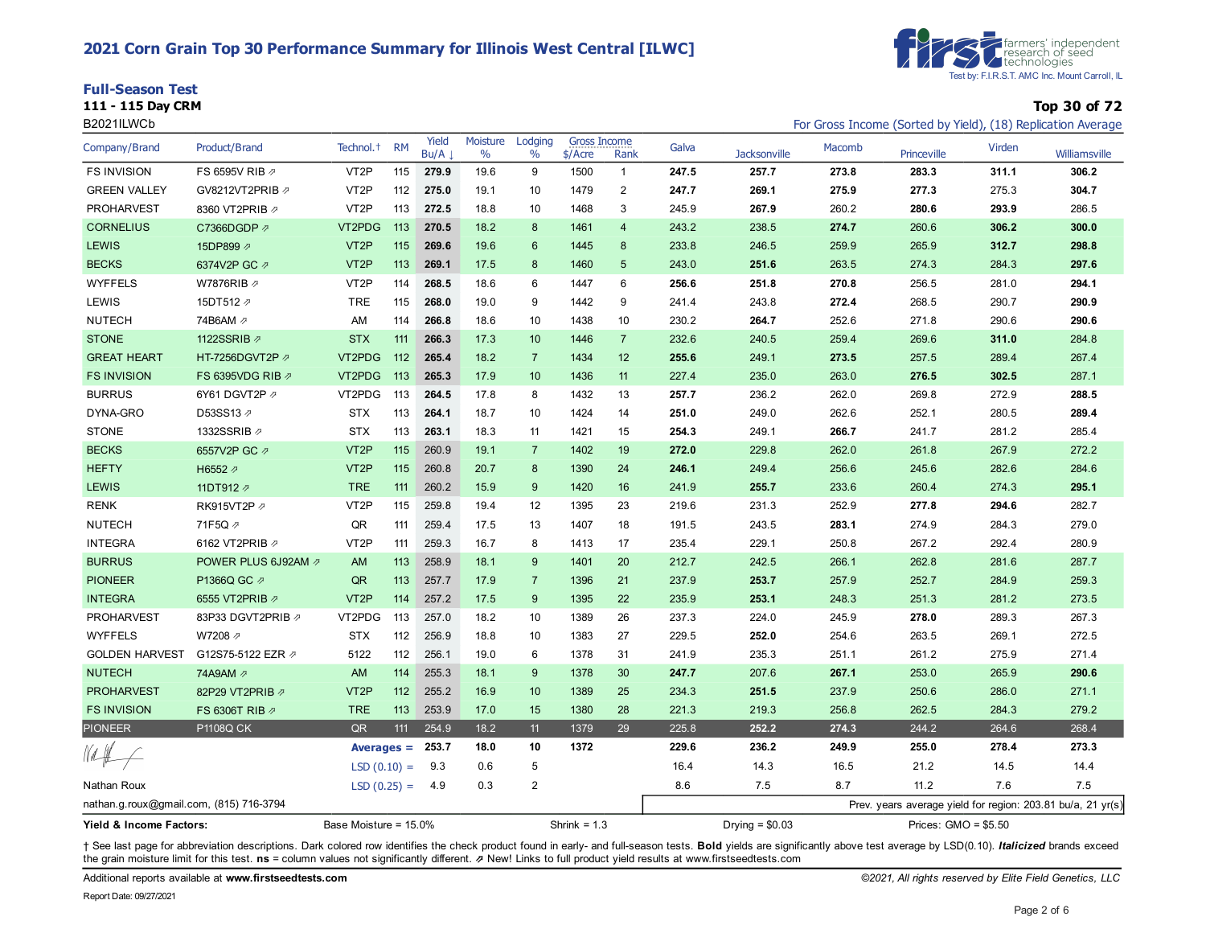# 2021 Corn Grain Top 30 Performance Summary for Illinois West Central [ILWC]

farmers' independent research of seed technologies
Test by: F.I.R.S.T. AMC Inc. Mount Carroll, IL

## Full-Season Test

**111 - 115 Day CRM**

B2021ILWCb

**Top 30 of 72**

For Gross Income (Sorted by Yield), (18) Replication Average

| Company/Brand | Product/Brand | Technol.† | RM | Yield Bu/A ↓ | Moisture % | Lodging % | Gross Income $/Acre | Gross Income Rank | Galva | Jacksonville | Macomb | Princeville | Virden | Williamsville |
|---|---|---|---|---|---|---|---|---|---|---|---|---|---|---|
| FS INVISION | FS 6595V RIB ⇗ | VT2P | 115 | **279.9** | 19.6 | 9 | 1500 | 1 | **247.5** | **257.7** | **273.8** | **283.3** | **311.1** | **306.2** |
| GREEN VALLEY | GV8212VT2PRIB ⇗ | VT2P | 112 | **275.0** | 19.1 | 10 | 1479 | 2 | **247.7** | **269.1** | **275.9** | **277.3** | 275.3 | **304.7** |
| PROHARVEST | 8360 VT2PRIB ⇗ | VT2P | 113 | **272.5** | 18.8 | 10 | 1468 | 3 | 245.9 | **267.9** | 260.2 | **280.6** | **293.9** | 286.5 |
| CORNELIUS | C7366DGDP ⇗ | VT2PDG | 113 | **270.5** | 18.2 | 8 | 1461 | 4 | 243.2 | 238.5 | **274.7** | 260.6 | **306.2** | **300.0** |
| LEWIS | 15DP899 ⇗ | VT2P | 115 | **269.6** | 19.6 | 6 | 1445 | 8 | 233.8 | 246.5 | 259.9 | 265.9 | **312.7** | **298.8** |
| BECKS | 6374V2P GC ⇗ | VT2P | 113 | **269.1** | 17.5 | 8 | 1460 | 5 | 243.0 | **251.6** | 263.5 | 274.3 | 284.3 | **297.6** |
| WYFFELS | W7876RIB ⇗ | VT2P | 114 | **268.5** | 18.6 | 6 | 1447 | 6 | **256.6** | **251.8** | **270.8** | 256.5 | 281.0 | **294.1** |
| LEWIS | 15DT512 ⇗ | TRE | 115 | **268.0** | 19.0 | 9 | 1442 | 9 | 241.4 | 243.8 | **272.4** | 268.5 | 290.7 | **290.9** |
| NUTECH | 74B6AM ⇗ | AM | 114 | **266.8** | 18.6 | 10 | 1438 | 10 | 230.2 | **264.7** | 252.6 | 271.8 | 290.6 | **290.6** |
| STONE | 1122SSRIB ⇗ | STX | 111 | **266.3** | 17.3 | 10 | 1446 | 7 | 232.6 | 240.5 | 259.4 | 269.6 | **311.0** | 284.8 |
| GREAT HEART | HT-7256DGVT2P ⇗ | VT2PDG | 112 | **265.4** | 18.2 | 7 | 1434 | 12 | **255.6** | 249.1 | **273.5** | 257.5 | 289.4 | 267.4 |
| FS INVISION | FS 6395VDG RIB ⇗ | VT2PDG | 113 | **265.3** | 17.9 | 10 | 1436 | 11 | 227.4 | 235.0 | 263.0 | **276.5** | **302.5** | 287.1 |
| BURRUS | 6Y61 DGVT2P ⇗ | VT2PDG | 113 | **264.5** | 17.8 | 8 | 1432 | 13 | **257.7** | 236.2 | 262.0 | 269.8 | 272.9 | **288.5** |
| DYNA-GRO | D53SS13 ⇗ | STX | 113 | **264.1** | 18.7 | 10 | 1424 | 14 | **251.0** | 249.0 | 262.6 | 252.1 | 280.5 | **289.4** |
| STONE | 1332SSRIB ⇗ | STX | 113 | **263.1** | 18.3 | 11 | 1421 | 15 | **254.3** | 249.1 | **266.7** | 241.7 | 281.2 | 285.4 |
| BECKS | 6557V2P GC ⇗ | VT2P | 115 | 260.9 | 19.1 | 7 | 1402 | 19 | **272.0** | 229.8 | 262.0 | 261.8 | 267.9 | 272.2 |
| HEFTY | H6552 ⇗ | VT2P | 115 | 260.8 | 20.7 | 8 | 1390 | 24 | **246.1** | 249.4 | 256.6 | 245.6 | 282.6 | 284.6 |
| LEWIS | 11DT912 ⇗ | TRE | 111 | 260.2 | 15.9 | 9 | 1420 | 16 | 241.9 | **255.7** | 233.6 | 260.4 | 274.3 | **295.1** |
| RENK | RK915VT2P ⇗ | VT2P | 115 | 259.8 | 19.4 | 12 | 1395 | 23 | 219.6 | 231.3 | 252.9 | **277.8** | **294.6** | 282.7 |
| NUTECH | 71F5Q ⇗ | QR | 111 | 259.4 | 17.5 | 13 | 1407 | 18 | 191.5 | 243.5 | **283.1** | 274.9 | 284.3 | 279.0 |
| INTEGRA | 6162 VT2PRIB ⇗ | VT2P | 111 | 259.3 | 16.7 | 8 | 1413 | 17 | 235.4 | 229.1 | 250.8 | 267.2 | 292.4 | 280.9 |
| BURRUS | POWER PLUS 6J92AM ⇗ | AM | 113 | 258.9 | 18.1 | 9 | 1401 | 20 | 212.7 | 242.5 | 266.1 | 262.8 | 281.6 | 287.7 |
| PIONEER | P1366Q GC ⇗ | QR | 113 | 257.7 | 17.9 | 7 | 1396 | 21 | 237.9 | **253.7** | 257.9 | 252.7 | 284.9 | 259.3 |
| INTEGRA | 6555 VT2PRIB ⇗ | VT2P | 114 | 257.2 | 17.5 | 9 | 1395 | 22 | 235.9 | **253.1** | 248.3 | 251.3 | 281.2 | 273.5 |
| PROHARVEST | 83P33 DGVT2PRIB ⇗ | VT2PDG | 113 | 257.0 | 18.2 | 10 | 1389 | 26 | 237.3 | 224.0 | 245.9 | **278.0** | 289.3 | 267.3 |
| WYFFELS | W7208 ⇗ | STX | 112 | 256.9 | 18.8 | 10 | 1383 | 27 | 229.5 | **252.0** | 254.6 | 263.5 | 269.1 | 272.5 |
| GOLDEN HARVEST | G12S75-5122 EZR ⇗ | 5122 | 112 | 256.1 | 19.0 | 6 | 1378 | 31 | 241.9 | 235.3 | 251.1 | 261.2 | 275.9 | 271.4 |
| NUTECH | 74A9AM ⇗ | AM | 114 | 255.3 | 18.1 | 9 | 1378 | 30 | **247.7** | 207.6 | **267.1** | 253.0 | 265.9 | **290.6** |
| PROHARVEST | 82P29 VT2PRIB ⇗ | VT2P | 112 | 255.2 | 16.9 | 10 | 1389 | 25 | 234.3 | **251.5** | 237.9 | 250.6 | 286.0 | 271.1 |
| FS INVISION | FS 6306T RIB ⇗ | TRE | 113 | 253.9 | 17.0 | 15 | 1380 | 28 | 221.3 | 219.3 | 256.8 | 262.5 | 284.3 | 279.2 |
| PIONEER | P1108Q CK | QR | 111 | 254.9 | 18.2 | 11 | 1379 | 29 | 225.8 | **252.2** | **274.3** | 244.2 | 264.6 | 268.4 |
| | | | **Averages =** | **253.7** | **18.0** | **10** | **1372** | | **229.6** | **236.2** | **249.9** | **255.0** | **278.4** | **273.3** |
| | | | LSD (0.10) = | 9.3 | 0.6 | 5 | | | 16.4 | 14.3 | 16.5 | 21.2 | 14.5 | 14.4 |
| | | | LSD (0.25) = | 4.9 | 0.3 | 2 | | | 8.6 | 7.5 | 8.7 | 11.2 | 7.6 | 7.5 |

Nathan Roux

nathan.g.roux@gmail.com, (815) 716-3794

Prev. years average yield for region: 203.81 bu/a, 21 yr(s)

**Yield & Income Factors:** Base Moisture = 15.0% Shrink = 1.3 Drying = $0.03 Prices: GMO = $5.50

† See last page for abbreviation descriptions. Dark colored row identifies the check product found in early- and full-season tests. **Bold** yields are significantly above test average by LSD(0.10). ***Italicized*** brands exceed the grain moisture limit for this test. **ns** = column values not significantly different. ⇗ New! Links to full product yield results at www.firstseedtests.com

Additional reports available at **www.firstseedtests.com**

*©2021, All rights reserved by Elite Field Genetics, LLC*

Report Date: 09/27/2021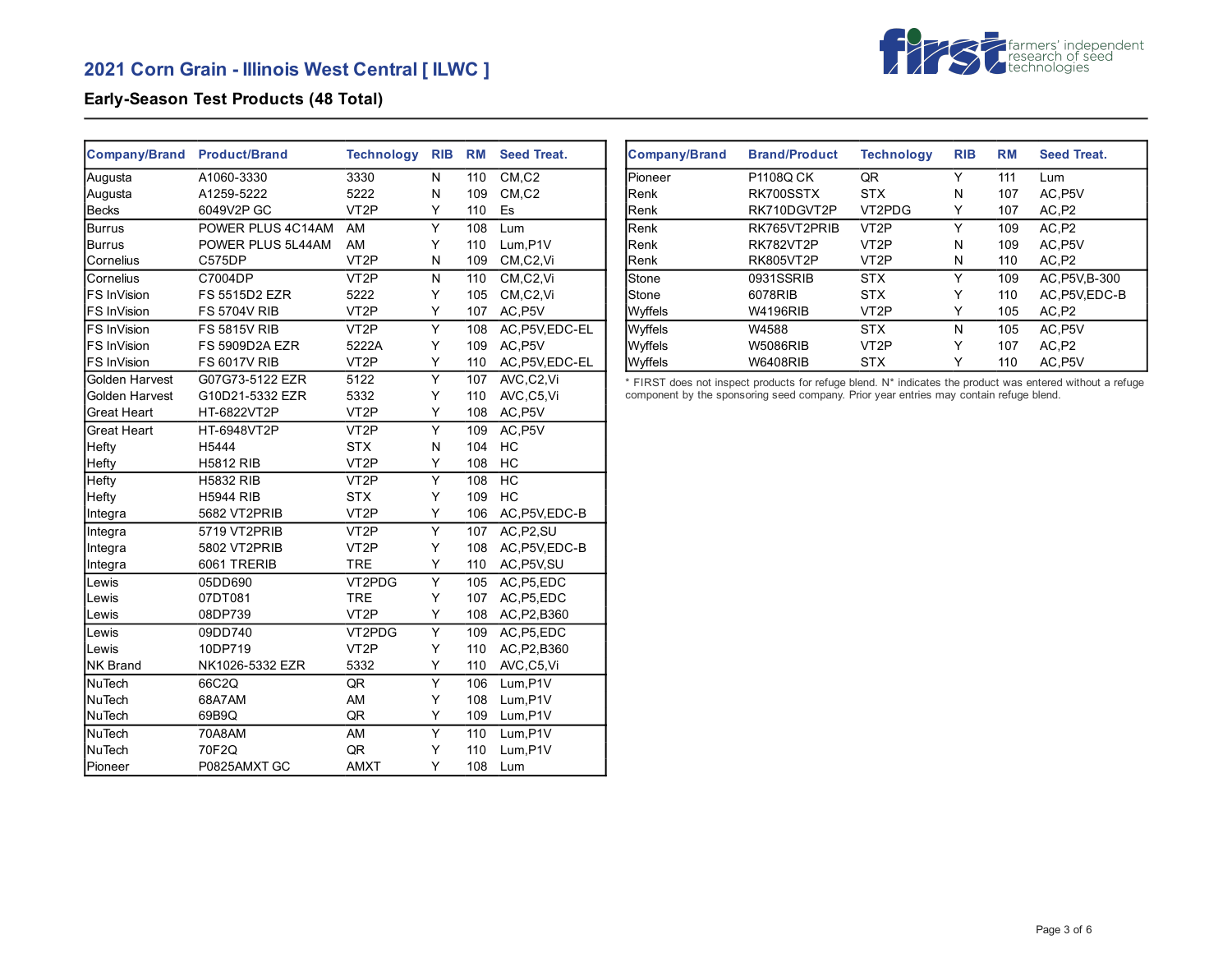## 2021 Corn Grain - Illinois West Central [ ILWC ]

### Early-Season Test Products (48 Total)

| Company/Brand | Product/Brand | Technology | RIB | RM | Seed Treat. |
|---|---|---|---|---|---|
| Augusta | A1060-3330 | 3330 | N | 110 | CM,C2 |
| Augusta | A1259-5222 | 5222 | N | 109 | CM,C2 |
| Becks | 6049V2P GC | VT2P | Y | 110 | Es |
| Burrus | POWER PLUS 4C14AM | AM | Y | 108 | Lum |
| Burrus | POWER PLUS 5L44AM | AM | Y | 110 | Lum,P1V |
| Cornelius | C575DP | VT2P | N | 109 | CM,C2,Vi |
| Cornelius | C7004DP | VT2P | N | 110 | CM,C2,Vi |
| FS InVision | FS 5515D2 EZR | 5222 | Y | 105 | CM,C2,Vi |
| FS InVision | FS 5704V RIB | VT2P | Y | 107 | AC,P5V |
| FS InVision | FS 5815V RIB | VT2P | Y | 108 | AC,P5V,EDC-EL |
| FS InVision | FS 5909D2A EZR | 5222A | Y | 109 | AC,P5V |
| FS InVision | FS 6017V RIB | VT2P | Y | 110 | AC,P5V,EDC-EL |
| Golden Harvest | G07G73-5122 EZR | 5122 | Y | 107 | AVC,C2,Vi |
| Golden Harvest | G10D21-5332 EZR | 5332 | Y | 110 | AVC,C5,Vi |
| Great Heart | HT-6822VT2P | VT2P | Y | 108 | AC,P5V |
| Great Heart | HT-6948VT2P | VT2P | Y | 109 | AC,P5V |
| Hefty | H5444 | STX | N | 104 | HC |
| Hefty | H5812 RIB | VT2P | Y | 108 | HC |
| Hefty | H5832 RIB | VT2P | Y | 108 | HC |
| Hefty | H5944 RIB | STX | Y | 109 | HC |
| Integra | 5682 VT2PRIB | VT2P | Y | 106 | AC,P5V,EDC-B |
| Integra | 5719 VT2PRIB | VT2P | Y | 107 | AC,P2,SU |
| Integra | 5802 VT2PRIB | VT2P | Y | 108 | AC,P5V,EDC-B |
| Integra | 6061 TRERIB | TRE | Y | 110 | AC,P5V,SU |
| Lewis | 05DD690 | VT2PDG | Y | 105 | AC,P5,EDC |
| Lewis | 07DT081 | TRE | Y | 107 | AC,P5,EDC |
| Lewis | 08DP739 | VT2P | Y | 108 | AC,P2,B360 |
| Lewis | 09DD740 | VT2PDG | Y | 109 | AC,P5,EDC |
| Lewis | 10DP719 | VT2P | Y | 110 | AC,P2,B360 |
| NK Brand | NK1026-5332 EZR | 5332 | Y | 110 | AVC,C5,Vi |
| NuTech | 66C2Q | QR | Y | 106 | Lum,P1V |
| NuTech | 68A7AM | AM | Y | 108 | Lum,P1V |
| NuTech | 69B9Q | QR | Y | 109 | Lum,P1V |
| NuTech | 70A8AM | AM | Y | 110 | Lum,P1V |
| NuTech | 70F2Q | QR | Y | 110 | Lum,P1V |
| Pioneer | P0825AMXT GC | AMXT | Y | 108 | Lum |

| Company/Brand | Brand/Product | Technology | RIB | RM | Seed Treat. |
|---|---|---|---|---|---|
| Pioneer | P1108Q CK | QR | Y | 111 | Lum |
| Renk | RK700SSTX | STX | N | 107 | AC,P5V |
| Renk | RK710DGVT2P | VT2PDG | Y | 107 | AC,P2 |
| Renk | RK765VT2PRIB | VT2P | Y | 109 | AC,P2 |
| Renk | RK782VT2P | VT2P | N | 109 | AC,P5V |
| Renk | RK805VT2P | VT2P | N | 110 | AC,P2 |
| Stone | 0931SSRIB | STX | Y | 109 | AC,P5V,B-300 |
| Stone | 6078RIB | STX | Y | 110 | AC,P5V,EDC-B |
| Wyffels | W4196RIB | VT2P | Y | 105 | AC,P2 |
| Wyffels | W4588 | STX | N | 105 | AC,P5V |
| Wyffels | W5086RIB | VT2P | Y | 107 | AC,P2 |
| Wyffels | W6408RIB | STX | Y | 110 | AC,P5V |

* FIRST does not inspect products for refuge blend. N* indicates the product was entered without a refuge component by the sponsoring seed company. Prior year entries may contain refuge blend.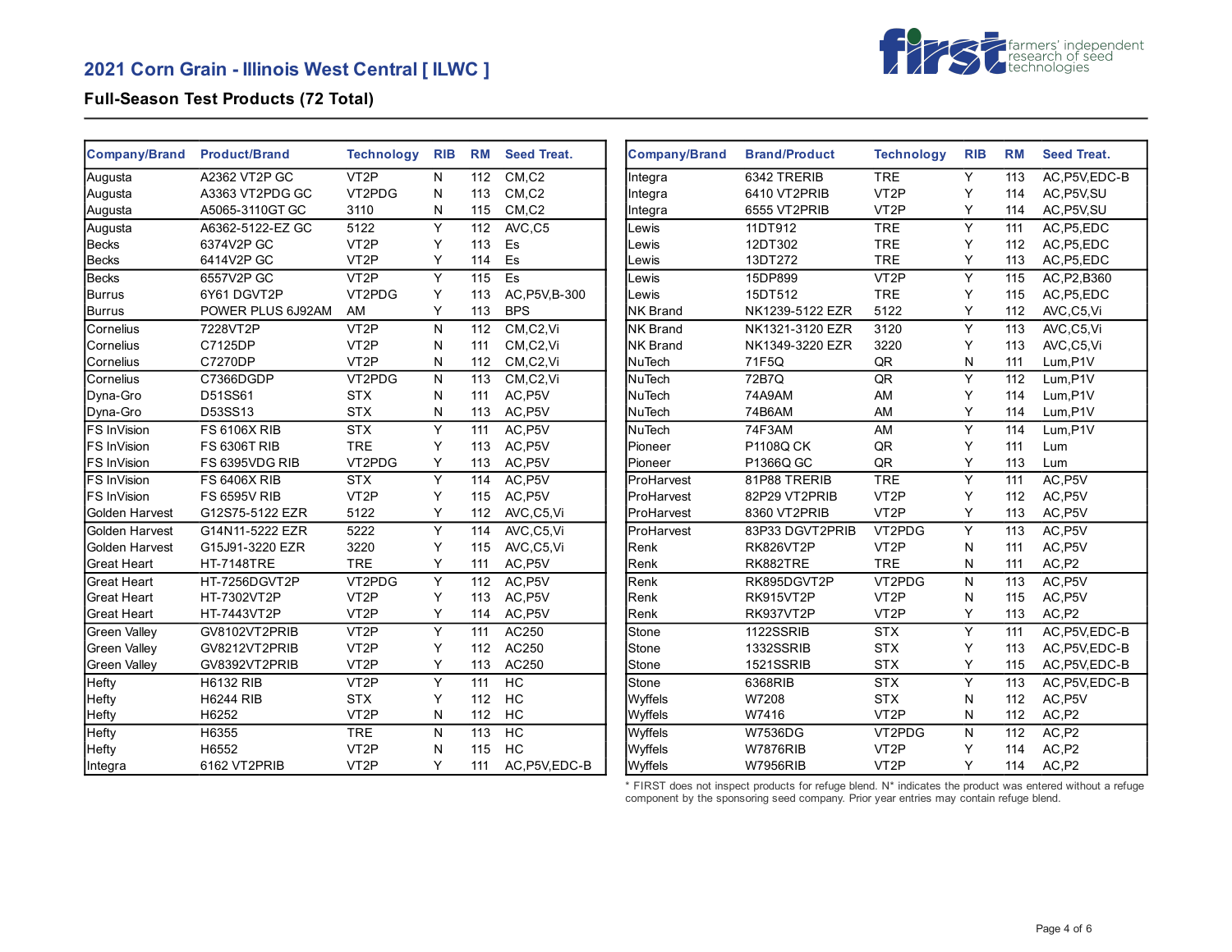# 2021 Corn Grain - Illinois West Central [ ILWC ]

## Full-Season Test Products (72 Total)

| Company/Brand | Product/Brand | Technology | RIB | RM | Seed Treat. |
|---|---|---|---|---|---|
| Augusta | A2362 VT2P GC | VT2P | N | 112 | CM,C2 |
| Augusta | A3363 VT2PDG GC | VT2PDG | N | 113 | CM,C2 |
| Augusta | A5065-3110GT GC | 3110 | N | 115 | CM,C2 |
| Augusta | A6362-5122-EZ GC | 5122 | Y | 112 | AVC,C5 |
| Becks | 6374V2P GC | VT2P | Y | 113 | Es |
| Becks | 6414V2P GC | VT2P | Y | 114 | Es |
| Becks | 6557V2P GC | VT2P | Y | 115 | Es |
| Burrus | 6Y61 DGVT2P | VT2PDG | Y | 113 | AC,P5V,B-300 |
| Burrus | POWER PLUS 6J92AM | AM | Y | 113 | BPS |
| Cornelius | 7228VT2P | VT2P | N | 112 | CM,C2,Vi |
| Cornelius | C7125DP | VT2P | N | 111 | CM,C2,Vi |
| Cornelius | C7270DP | VT2P | N | 112 | CM,C2,Vi |
| Cornelius | C7366DGDP | VT2PDG | N | 113 | CM,C2,Vi |
| Dyna-Gro | D51SS61 | STX | N | 111 | AC,P5V |
| Dyna-Gro | D53SS13 | STX | N | 113 | AC,P5V |
| FS InVision | FS 6106X RIB | STX | Y | 111 | AC,P5V |
| FS InVision | FS 6306T RIB | TRE | Y | 113 | AC,P5V |
| FS InVision | FS 6395VDG RIB | VT2PDG | Y | 113 | AC,P5V |
| FS InVision | FS 6406X RIB | STX | Y | 114 | AC,P5V |
| FS InVision | FS 6595V RIB | VT2P | Y | 115 | AC,P5V |
| Golden Harvest | G12S75-5122 EZR | 5122 | Y | 112 | AVC,C5,Vi |
| Golden Harvest | G14N11-5222 EZR | 5222 | Y | 114 | AVC,C5,Vi |
| Golden Harvest | G15J91-3220 EZR | 3220 | Y | 115 | AVC,C5,Vi |
| Great Heart | HT-7148TRE | TRE | Y | 111 | AC,P5V |
| Great Heart | HT-7256DGVT2P | VT2PDG | Y | 112 | AC,P5V |
| Great Heart | HT-7302VT2P | VT2P | Y | 113 | AC,P5V |
| Great Heart | HT-7443VT2P | VT2P | Y | 114 | AC,P5V |
| Green Valley | GV8102VT2PRIB | VT2P | Y | 111 | AC250 |
| Green Valley | GV8212VT2PRIB | VT2P | Y | 112 | AC250 |
| Green Valley | GV8392VT2PRIB | VT2P | Y | 113 | AC250 |
| Hefty | H6132 RIB | VT2P | Y | 111 | HC |
| Hefty | H6244 RIB | STX | Y | 112 | HC |
| Hefty | H6252 | VT2P | N | 112 | HC |
| Hefty | H6355 | TRE | N | 113 | HC |
| Hefty | H6552 | VT2P | N | 115 | HC |
| Integra | 6162 VT2PRIB | VT2P | Y | 111 | AC,P5V,EDC-B |
| Integra | 6342 TRERIB | TRE | Y | 113 | AC,P5V,EDC-B |
| Integra | 6410 VT2PRIB | VT2P | Y | 114 | AC,P5V,SU |
| Integra | 6555 VT2PRIB | VT2P | Y | 114 | AC,P5V,SU |
| Lewis | 11DT912 | TRE | Y | 111 | AC,P5,EDC |
| Lewis | 12DT302 | TRE | Y | 112 | AC,P5,EDC |
| Lewis | 13DT272 | TRE | Y | 113 | AC,P5,EDC |
| Lewis | 15DP899 | VT2P | Y | 115 | AC,P2,B360 |
| Lewis | 15DT512 | TRE | Y | 115 | AC,P5,EDC |
| NK Brand | NK1239-5122 EZR | 5122 | Y | 112 | AVC,C5,Vi |
| NK Brand | NK1321-3120 EZR | 3120 | Y | 113 | AVC,C5,Vi |
| NK Brand | NK1349-3220 EZR | 3220 | Y | 113 | AVC,C5,Vi |
| NuTech | 71F5Q | QR | N | 111 | Lum,P1V |
| NuTech | 72B7Q | QR | Y | 112 | Lum,P1V |
| NuTech | 74A9AM | AM | Y | 114 | Lum,P1V |
| NuTech | 74B6AM | AM | Y | 114 | Lum,P1V |
| NuTech | 74F3AM | AM | Y | 114 | Lum,P1V |
| Pioneer | P1108Q CK | QR | Y | 111 | Lum |
| Pioneer | P1366Q GC | QR | Y | 113 | Lum |
| ProHarvest | 81P88 TRERIB | TRE | Y | 111 | AC,P5V |
| ProHarvest | 82P29 VT2PRIB | VT2P | Y | 112 | AC,P5V |
| ProHarvest | 8360 VT2PRIB | VT2P | Y | 113 | AC,P5V |
| ProHarvest | 83P33 DGVT2PRIB | VT2PDG | Y | 113 | AC,P5V |
| Renk | RK826VT2P | VT2P | N | 111 | AC,P5V |
| Renk | RK882TRE | TRE | N | 111 | AC,P2 |
| Renk | RK895DGVT2P | VT2PDG | N | 113 | AC,P5V |
| Renk | RK915VT2P | VT2P | N | 115 | AC,P5V |
| Renk | RK937VT2P | VT2P | Y | 113 | AC,P2 |
| Stone | 1122SSRIB | STX | Y | 111 | AC,P5V,EDC-B |
| Stone | 1332SSRIB | STX | Y | 113 | AC,P5V,EDC-B |
| Stone | 1521SSRIB | STX | Y | 115 | AC,P5V,EDC-B |
| Stone | 6368RIB | STX | Y | 113 | AC,P5V,EDC-B |
| Wyffels | W7208 | STX | N | 112 | AC,P5V |
| Wyffels | W7416 | VT2P | N | 112 | AC,P2 |
| Wyffels | W7536DG | VT2PDG | N | 112 | AC,P2 |
| Wyffels | W7876RIB | VT2P | Y | 114 | AC,P2 |
| Wyffels | W7956RIB | VT2P | Y | 114 | AC,P2 |

* FIRST does not inspect products for refuge blend. N* indicates the product was entered without a refuge component by the sponsoring seed company. Prior year entries may contain refuge blend.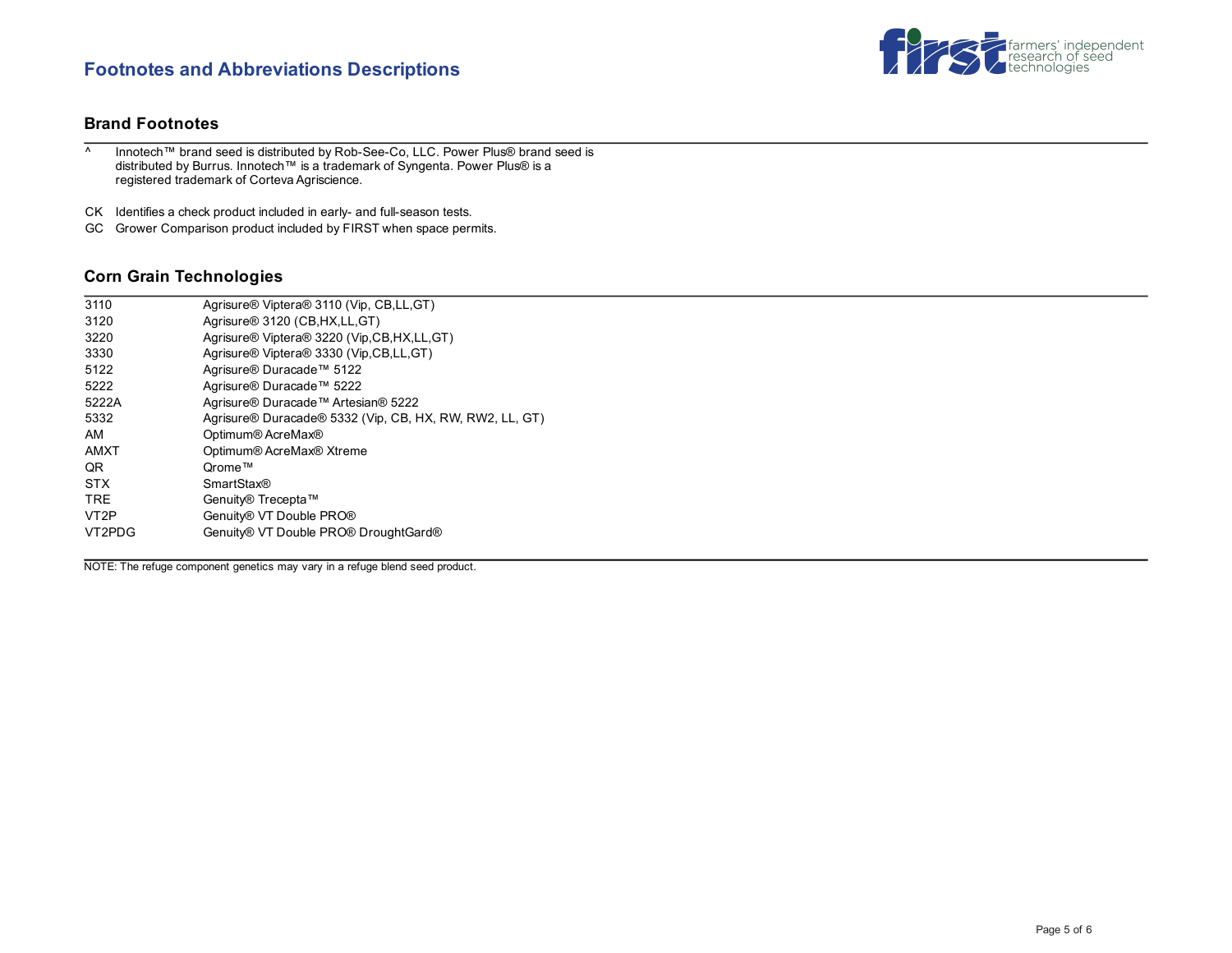# Footnotes and Abbreviations Descriptions

## Brand Footnotes

^ Innotech™ brand seed is distributed by Rob-See-Co, LLC. Power Plus® brand seed is distributed by Burrus. Innotech™ is a trademark of Syngenta. Power Plus® is a registered trademark of Corteva Agriscience.

CK Identifies a check product included in early- and full-season tests.

GC Grower Comparison product included by FIRST when space permits.

## Corn Grain Technologies

| | |
|---|---|
| 3110 | Agrisure® Viptera® 3110 (Vip, CB,LL,GT) |
| 3120 | Agrisure® 3120 (CB,HX,LL,GT) |
| 3220 | Agrisure® Viptera® 3220 (Vip,CB,HX,LL,GT) |
| 3330 | Agrisure® Viptera® 3330 (Vip,CB,LL,GT) |
| 5122 | Agrisure® Duracade™ 5122 |
| 5222 | Agrisure® Duracade™ 5222 |
| 5222A | Agrisure® Duracade™ Artesian® 5222 |
| 5332 | Agrisure® Duracade® 5332 (Vip, CB, HX, RW, RW2, LL, GT) |
| AM | Optimum® AcreMax® |
| AMXT | Optimum® AcreMax® Xtreme |
| QR | Qrome™ |
| STX | SmartStax® |
| TRE | Genuity® Trecepta™ |
| VT2P | Genuity® VT Double PRO® |
| VT2PDG | Genuity® VT Double PRO® DroughtGard® |

NOTE: The refuge component genetics may vary in a refuge blend seed product.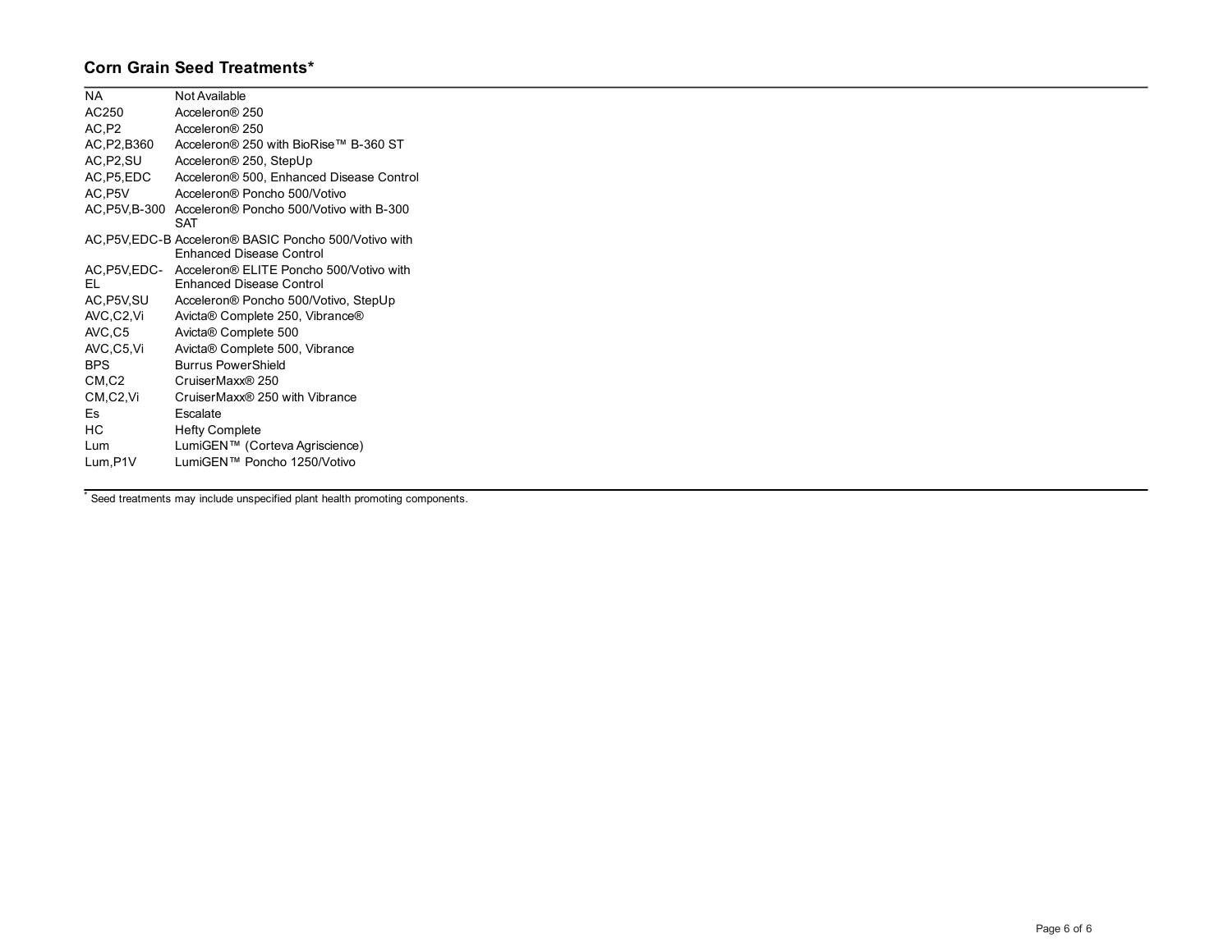## Corn Grain Seed Treatments*

| | |
|---|---|
| NA | Not Available |
| AC250 | Acceleron® 250 |
| AC,P2 | Acceleron® 250 |
| AC,P2,B360 | Acceleron® 250 with BioRise™ B-360 ST |
| AC,P2,SU | Acceleron® 250, StepUp |
| AC,P5,EDC | Acceleron® 500, Enhanced Disease Control |
| AC,P5V | Acceleron® Poncho 500/Votivo |
| AC,P5V,B-300 | Acceleron® Poncho 500/Votivo with B-300 SAT |
| AC,P5V,EDC-B | Acceleron® BASIC Poncho 500/Votivo with Enhanced Disease Control |
| AC,P5V,EDC-EL | Acceleron® ELITE Poncho 500/Votivo with Enhanced Disease Control |
| AC,P5V,SU | Acceleron® Poncho 500/Votivo, StepUp |
| AVC,C2,Vi | Avicta® Complete 250, Vibrance® |
| AVC,C5 | Avicta® Complete 500 |
| AVC,C5,Vi | Avicta® Complete 500, Vibrance |
| BPS | Burrus PowerShield |
| CM,C2 | CruiserMaxx® 250 |
| CM,C2,Vi | CruiserMaxx® 250 with Vibrance |
| Es | Escalate |
| HC | Hefty Complete |
| Lum | LumiGEN™ (Corteva Agriscience) |
| Lum,P1V | LumiGEN™ Poncho 1250/Votivo |

* Seed treatments may include unspecified plant health promoting components.